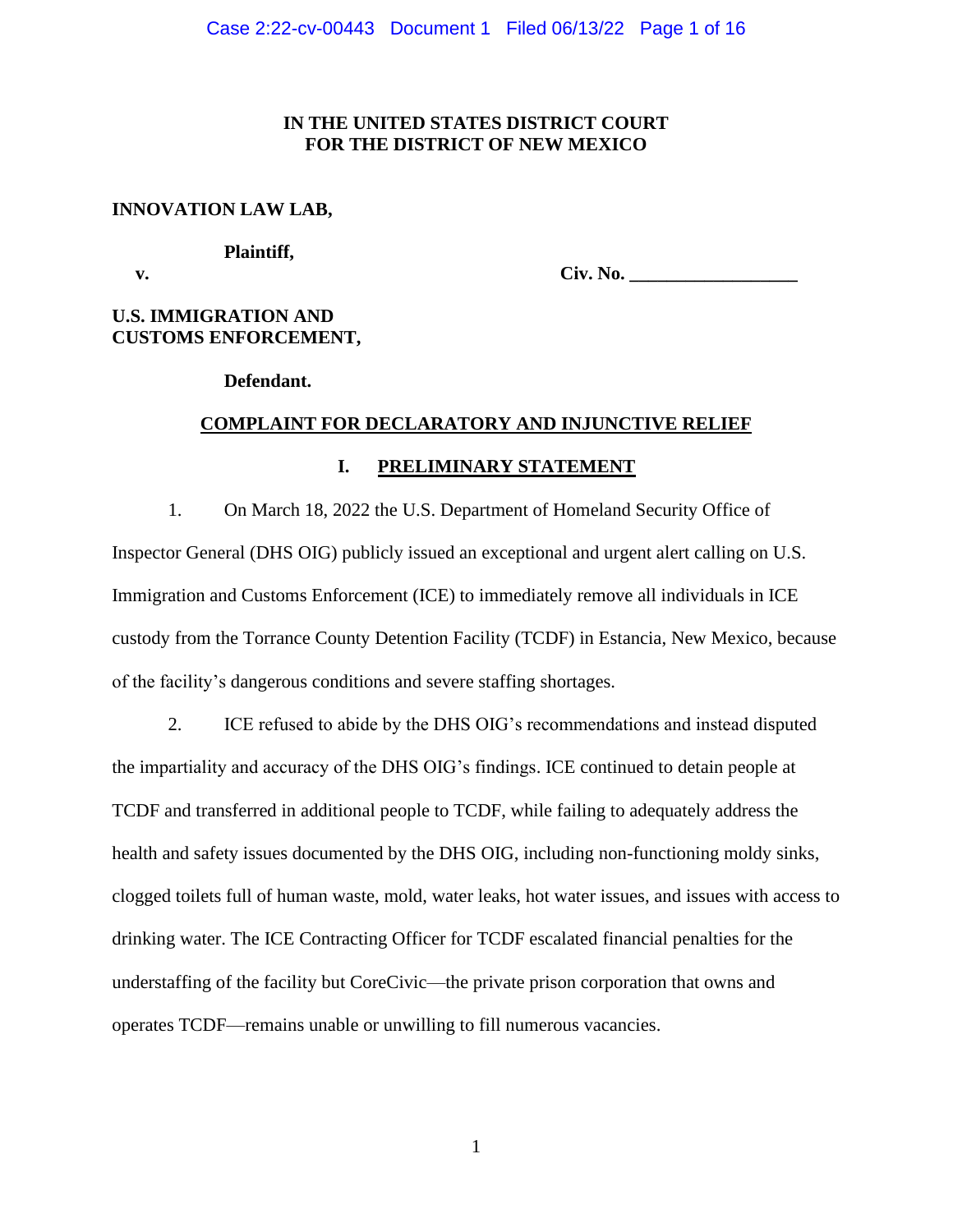**IN THE UNITED STATES DISTRICT COURT**
**FOR THE DISTRICT OF NEW MEXICO**

**INNOVATION LAW LAB,**

**Plaintiff,**

**v.** **Civ. No. ___________________**

**U.S. IMMIGRATION AND CUSTOMS ENFORCEMENT,**

**Defendant.**

**COMPLAINT FOR DECLARATORY AND INJUNCTIVE RELIEF**

## I. PRELIMINARY STATEMENT

1. On March 18, 2022 the U.S. Department of Homeland Security Office of Inspector General (DHS OIG) publicly issued an exceptional and urgent alert calling on U.S. Immigration and Customs Enforcement (ICE) to immediately remove all individuals in ICE custody from the Torrance County Detention Facility (TCDF) in Estancia, New Mexico, because of the facility's dangerous conditions and severe staffing shortages.

2. ICE refused to abide by the DHS OIG's recommendations and instead disputed the impartiality and accuracy of the DHS OIG's findings. ICE continued to detain people at TCDF and transferred in additional people to TCDF, while failing to adequately address the health and safety issues documented by the DHS OIG, including non-functioning moldy sinks, clogged toilets full of human waste, mold, water leaks, hot water issues, and issues with access to drinking water. The ICE Contracting Officer for TCDF escalated financial penalties for the understaffing of the facility but CoreCivic—the private prison corporation that owns and operates TCDF—remains unable or unwilling to fill numerous vacancies.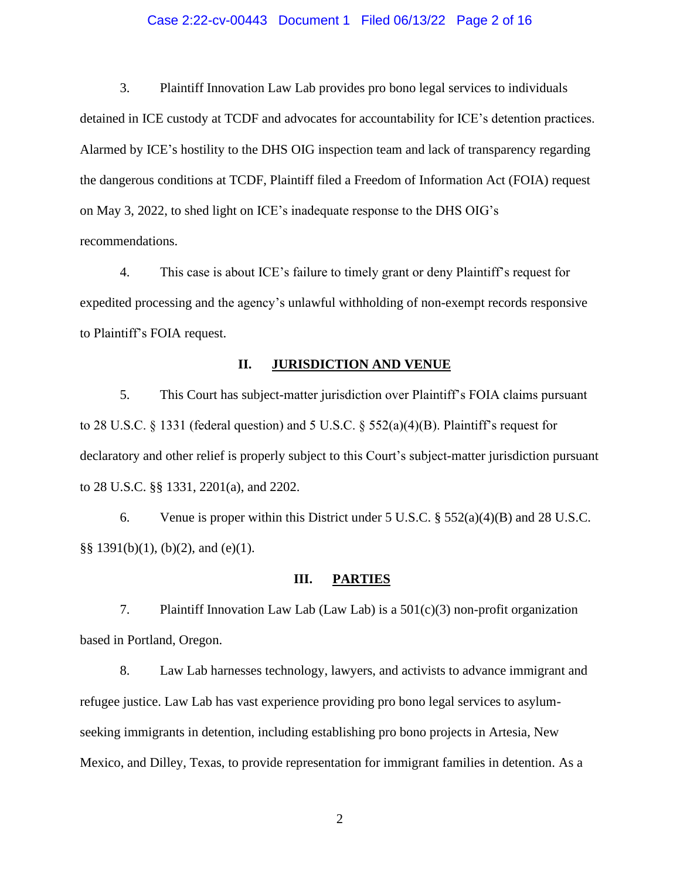3. Plaintiff Innovation Law Lab provides pro bono legal services to individuals detained in ICE custody at TCDF and advocates for accountability for ICE's detention practices. Alarmed by ICE's hostility to the DHS OIG inspection team and lack of transparency regarding the dangerous conditions at TCDF, Plaintiff filed a Freedom of Information Act (FOIA) request on May 3, 2022, to shed light on ICE's inadequate response to the DHS OIG's recommendations.

4. This case is about ICE's failure to timely grant or deny Plaintiff's request for expedited processing and the agency's unlawful withholding of non-exempt records responsive to Plaintiff's FOIA request.

## II. JURISDICTION AND VENUE

5. This Court has subject-matter jurisdiction over Plaintiff's FOIA claims pursuant to 28 U.S.C. § 1331 (federal question) and 5 U.S.C. § 552(a)(4)(B). Plaintiff's request for declaratory and other relief is properly subject to this Court's subject-matter jurisdiction pursuant to 28 U.S.C. §§ 1331, 2201(a), and 2202.

6. Venue is proper within this District under 5 U.S.C. § 552(a)(4)(B) and 28 U.S.C. §§ 1391(b)(1), (b)(2), and (e)(1).

## III. PARTIES

7. Plaintiff Innovation Law Lab (Law Lab) is a 501(c)(3) non-profit organization based in Portland, Oregon.

8. Law Lab harnesses technology, lawyers, and activists to advance immigrant and refugee justice. Law Lab has vast experience providing pro bono legal services to asylum-seeking immigrants in detention, including establishing pro bono projects in Artesia, New Mexico, and Dilley, Texas, to provide representation for immigrant families in detention. As a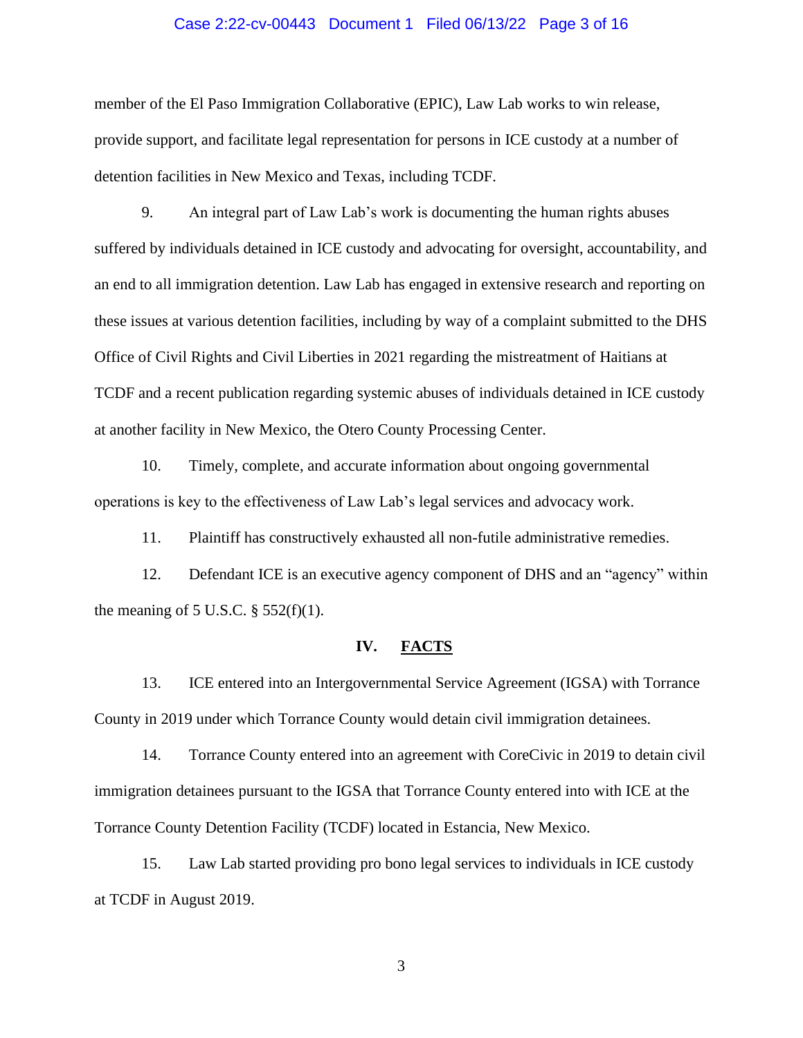member of the El Paso Immigration Collaborative (EPIC), Law Lab works to win release, provide support, and facilitate legal representation for persons in ICE custody at a number of detention facilities in New Mexico and Texas, including TCDF.

9. An integral part of Law Lab's work is documenting the human rights abuses suffered by individuals detained in ICE custody and advocating for oversight, accountability, and an end to all immigration detention. Law Lab has engaged in extensive research and reporting on these issues at various detention facilities, including by way of a complaint submitted to the DHS Office of Civil Rights and Civil Liberties in 2021 regarding the mistreatment of Haitians at TCDF and a recent publication regarding systemic abuses of individuals detained in ICE custody at another facility in New Mexico, the Otero County Processing Center.

10. Timely, complete, and accurate information about ongoing governmental operations is key to the effectiveness of Law Lab's legal services and advocacy work.

11. Plaintiff has constructively exhausted all non-futile administrative remedies.

12. Defendant ICE is an executive agency component of DHS and an "agency" within the meaning of 5 U.S.C. § 552(f)(1).

## IV. <u>FACTS</u>

13. ICE entered into an Intergovernmental Service Agreement (IGSA) with Torrance County in 2019 under which Torrance County would detain civil immigration detainees.

14. Torrance County entered into an agreement with CoreCivic in 2019 to detain civil immigration detainees pursuant to the IGSA that Torrance County entered into with ICE at the Torrance County Detention Facility (TCDF) located in Estancia, New Mexico.

15. Law Lab started providing pro bono legal services to individuals in ICE custody at TCDF in August 2019.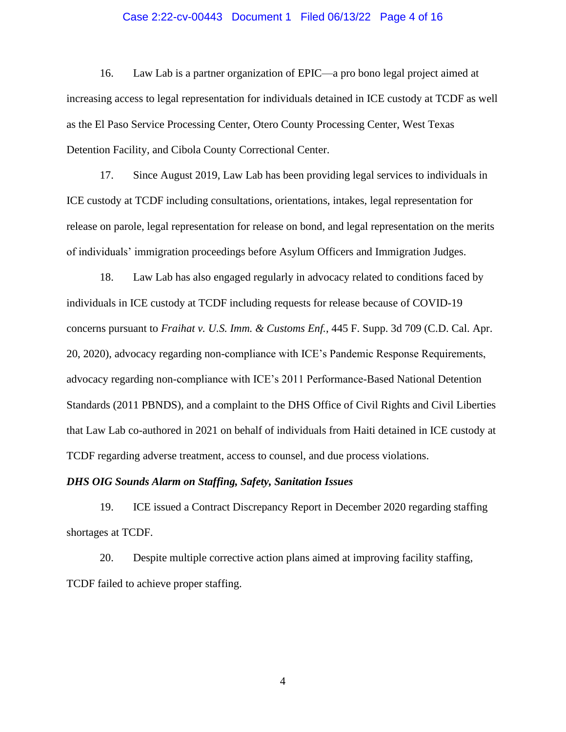16. Law Lab is a partner organization of EPIC—a pro bono legal project aimed at increasing access to legal representation for individuals detained in ICE custody at TCDF as well as the El Paso Service Processing Center, Otero County Processing Center, West Texas Detention Facility, and Cibola County Correctional Center.

17. Since August 2019, Law Lab has been providing legal services to individuals in ICE custody at TCDF including consultations, orientations, intakes, legal representation for release on parole, legal representation for release on bond, and legal representation on the merits of individuals' immigration proceedings before Asylum Officers and Immigration Judges.

18. Law Lab has also engaged regularly in advocacy related to conditions faced by individuals in ICE custody at TCDF including requests for release because of COVID-19 concerns pursuant to *Fraihat v. U.S. Imm. & Customs Enf.*, 445 F. Supp. 3d 709 (C.D. Cal. Apr. 20, 2020), advocacy regarding non-compliance with ICE's Pandemic Response Requirements, advocacy regarding non-compliance with ICE's 2011 Performance-Based National Detention Standards (2011 PBNDS), and a complaint to the DHS Office of Civil Rights and Civil Liberties that Law Lab co-authored in 2021 on behalf of individuals from Haiti detained in ICE custody at TCDF regarding adverse treatment, access to counsel, and due process violations.

***DHS OIG Sounds Alarm on Staffing, Safety, Sanitation Issues***

19. ICE issued a Contract Discrepancy Report in December 2020 regarding staffing shortages at TCDF.

20. Despite multiple corrective action plans aimed at improving facility staffing, TCDF failed to achieve proper staffing.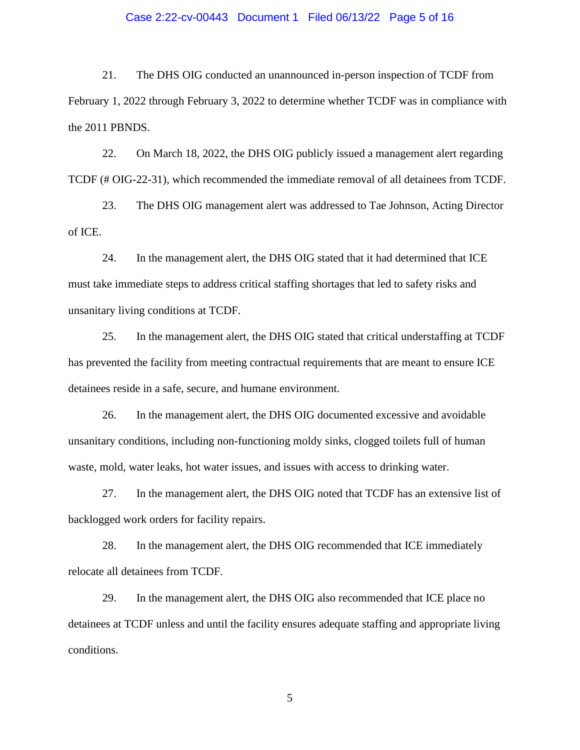21. The DHS OIG conducted an unannounced in-person inspection of TCDF from February 1, 2022 through February 3, 2022 to determine whether TCDF was in compliance with the 2011 PBNDS.

22. On March 18, 2022, the DHS OIG publicly issued a management alert regarding TCDF (# OIG-22-31), which recommended the immediate removal of all detainees from TCDF.

23. The DHS OIG management alert was addressed to Tae Johnson, Acting Director of ICE.

24. In the management alert, the DHS OIG stated that it had determined that ICE must take immediate steps to address critical staffing shortages that led to safety risks and unsanitary living conditions at TCDF.

25. In the management alert, the DHS OIG stated that critical understaffing at TCDF has prevented the facility from meeting contractual requirements that are meant to ensure ICE detainees reside in a safe, secure, and humane environment.

26. In the management alert, the DHS OIG documented excessive and avoidable unsanitary conditions, including non-functioning moldy sinks, clogged toilets full of human waste, mold, water leaks, hot water issues, and issues with access to drinking water.

27. In the management alert, the DHS OIG noted that TCDF has an extensive list of backlogged work orders for facility repairs.

28. In the management alert, the DHS OIG recommended that ICE immediately relocate all detainees from TCDF.

29. In the management alert, the DHS OIG also recommended that ICE place no detainees at TCDF unless and until the facility ensures adequate staffing and appropriate living conditions.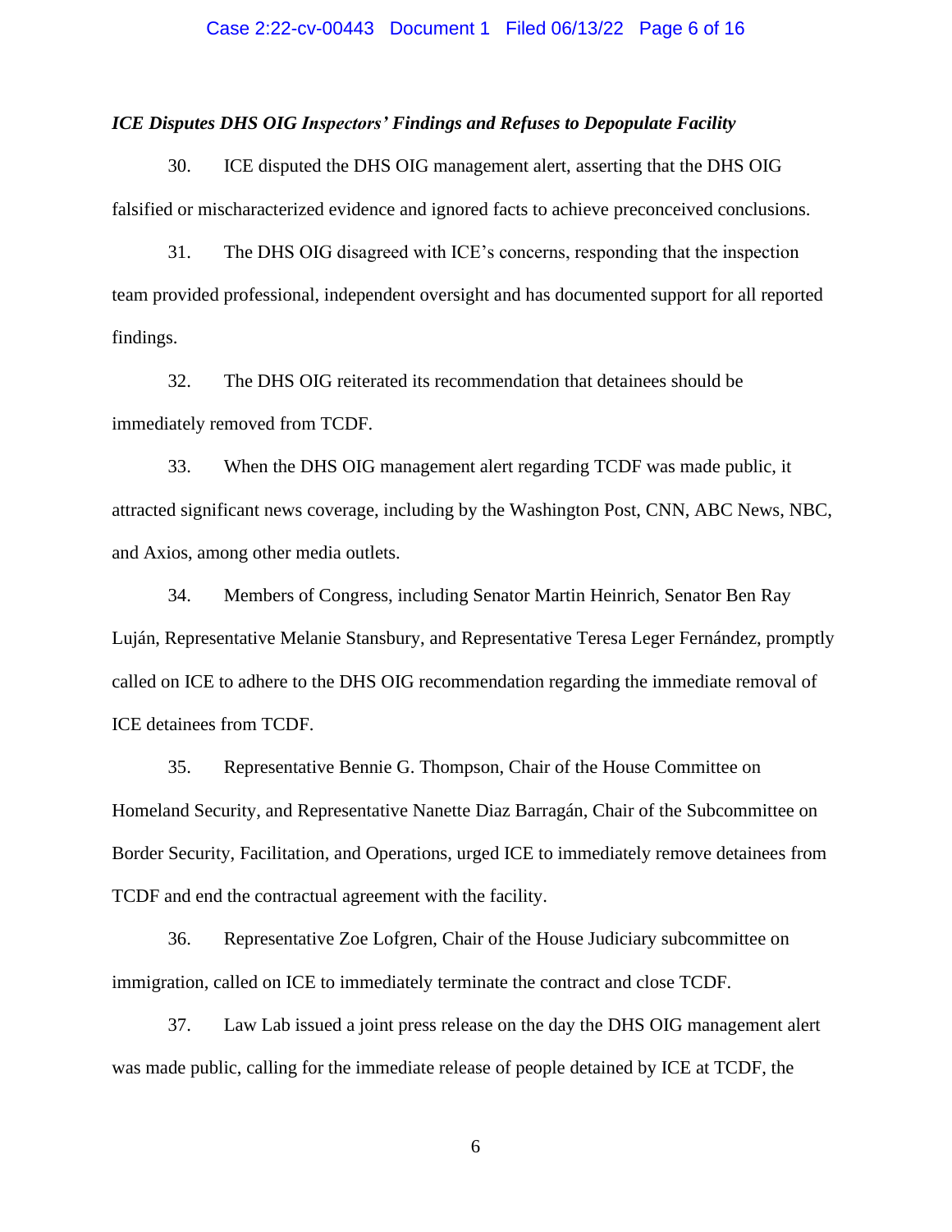*ICE Disputes DHS OIG Inspectors' Findings and Refuses to Depopulate Facility*

30. ICE disputed the DHS OIG management alert, asserting that the DHS OIG falsified or mischaracterized evidence and ignored facts to achieve preconceived conclusions.

31. The DHS OIG disagreed with ICE's concerns, responding that the inspection team provided professional, independent oversight and has documented support for all reported findings.

32. The DHS OIG reiterated its recommendation that detainees should be immediately removed from TCDF.

33. When the DHS OIG management alert regarding TCDF was made public, it attracted significant news coverage, including by the Washington Post, CNN, ABC News, NBC, and Axios, among other media outlets.

34. Members of Congress, including Senator Martin Heinrich, Senator Ben Ray Luján, Representative Melanie Stansbury, and Representative Teresa Leger Fernández, promptly called on ICE to adhere to the DHS OIG recommendation regarding the immediate removal of ICE detainees from TCDF.

35. Representative Bennie G. Thompson, Chair of the House Committee on Homeland Security, and Representative Nanette Diaz Barragán, Chair of the Subcommittee on Border Security, Facilitation, and Operations, urged ICE to immediately remove detainees from TCDF and end the contractual agreement with the facility.

36. Representative Zoe Lofgren, Chair of the House Judiciary subcommittee on immigration, called on ICE to immediately terminate the contract and close TCDF.

37. Law Lab issued a joint press release on the day the DHS OIG management alert was made public, calling for the immediate release of people detained by ICE at TCDF, the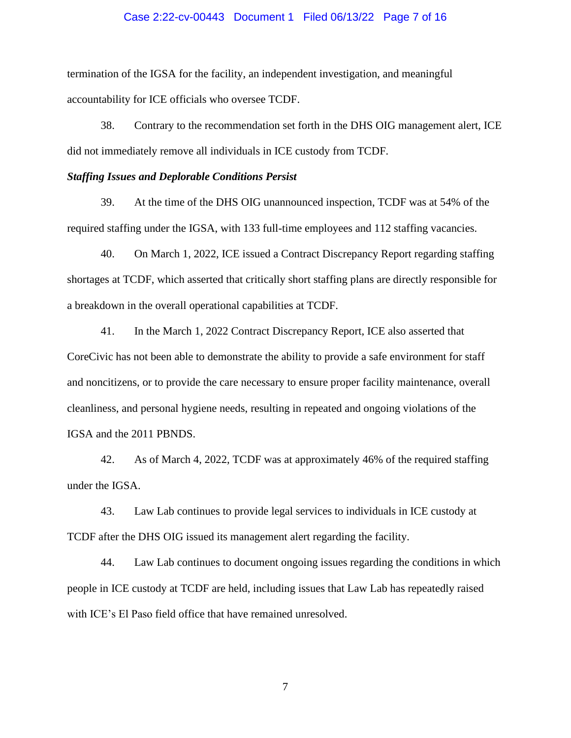termination of the IGSA for the facility, an independent investigation, and meaningful accountability for ICE officials who oversee TCDF.

38. Contrary to the recommendation set forth in the DHS OIG management alert, ICE did not immediately remove all individuals in ICE custody from TCDF.

***Staffing Issues and Deplorable Conditions Persist***

39. At the time of the DHS OIG unannounced inspection, TCDF was at 54% of the required staffing under the IGSA, with 133 full-time employees and 112 staffing vacancies.

40. On March 1, 2022, ICE issued a Contract Discrepancy Report regarding staffing shortages at TCDF, which asserted that critically short staffing plans are directly responsible for a breakdown in the overall operational capabilities at TCDF.

41. In the March 1, 2022 Contract Discrepancy Report, ICE also asserted that CoreCivic has not been able to demonstrate the ability to provide a safe environment for staff and noncitizens, or to provide the care necessary to ensure proper facility maintenance, overall cleanliness, and personal hygiene needs, resulting in repeated and ongoing violations of the IGSA and the 2011 PBNDS.

42. As of March 4, 2022, TCDF was at approximately 46% of the required staffing under the IGSA.

43. Law Lab continues to provide legal services to individuals in ICE custody at TCDF after the DHS OIG issued its management alert regarding the facility.

44. Law Lab continues to document ongoing issues regarding the conditions in which people in ICE custody at TCDF are held, including issues that Law Lab has repeatedly raised with ICE's El Paso field office that have remained unresolved.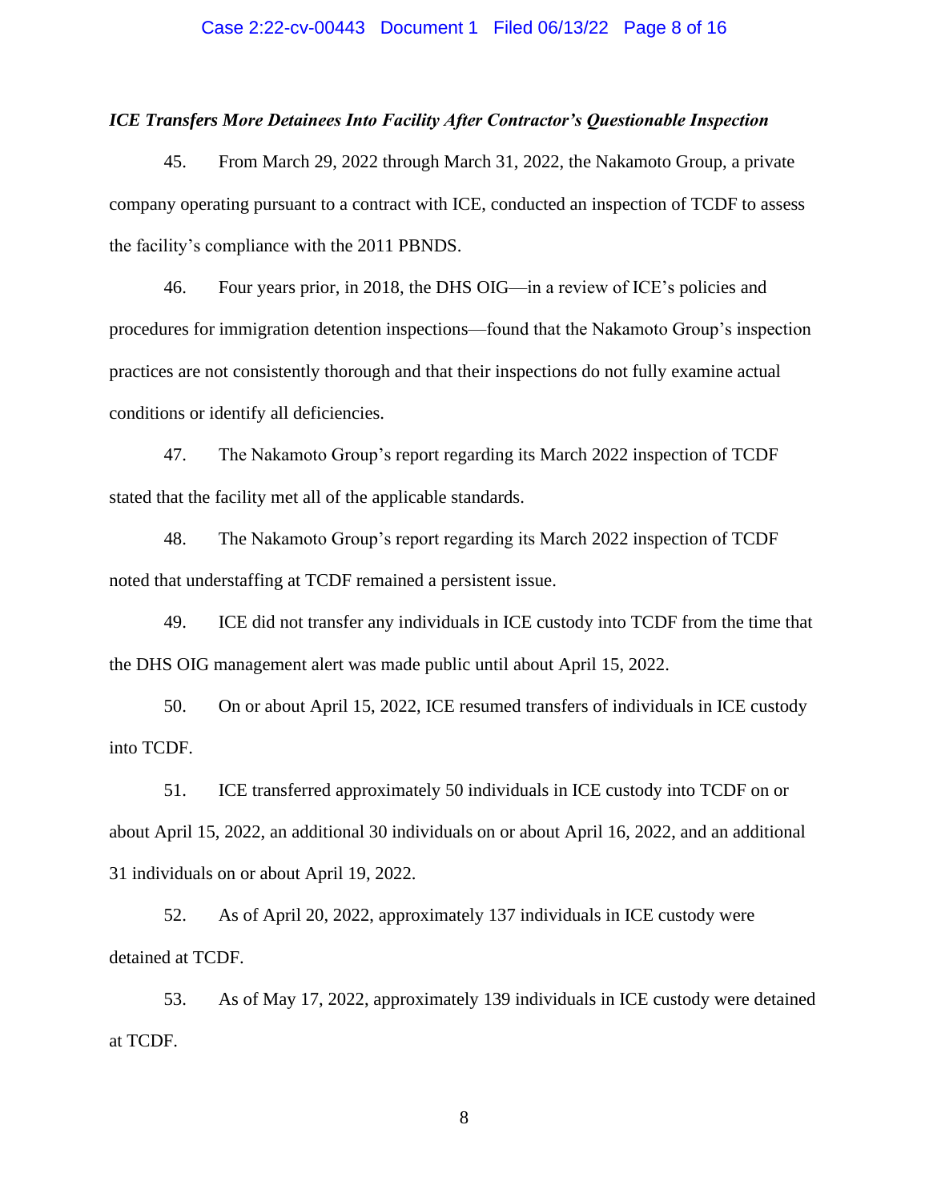***ICE Transfers More Detainees Into Facility After Contractor's Questionable Inspection***

45. From March 29, 2022 through March 31, 2022, the Nakamoto Group, a private company operating pursuant to a contract with ICE, conducted an inspection of TCDF to assess the facility's compliance with the 2011 PBNDS.

46. Four years prior, in 2018, the DHS OIG—in a review of ICE's policies and procedures for immigration detention inspections—found that the Nakamoto Group's inspection practices are not consistently thorough and that their inspections do not fully examine actual conditions or identify all deficiencies.

47. The Nakamoto Group's report regarding its March 2022 inspection of TCDF stated that the facility met all of the applicable standards.

48. The Nakamoto Group's report regarding its March 2022 inspection of TCDF noted that understaffing at TCDF remained a persistent issue.

49. ICE did not transfer any individuals in ICE custody into TCDF from the time that the DHS OIG management alert was made public until about April 15, 2022.

50. On or about April 15, 2022, ICE resumed transfers of individuals in ICE custody into TCDF.

51. ICE transferred approximately 50 individuals in ICE custody into TCDF on or about April 15, 2022, an additional 30 individuals on or about April 16, 2022, and an additional 31 individuals on or about April 19, 2022.

52. As of April 20, 2022, approximately 137 individuals in ICE custody were detained at TCDF.

53. As of May 17, 2022, approximately 139 individuals in ICE custody were detained at TCDF.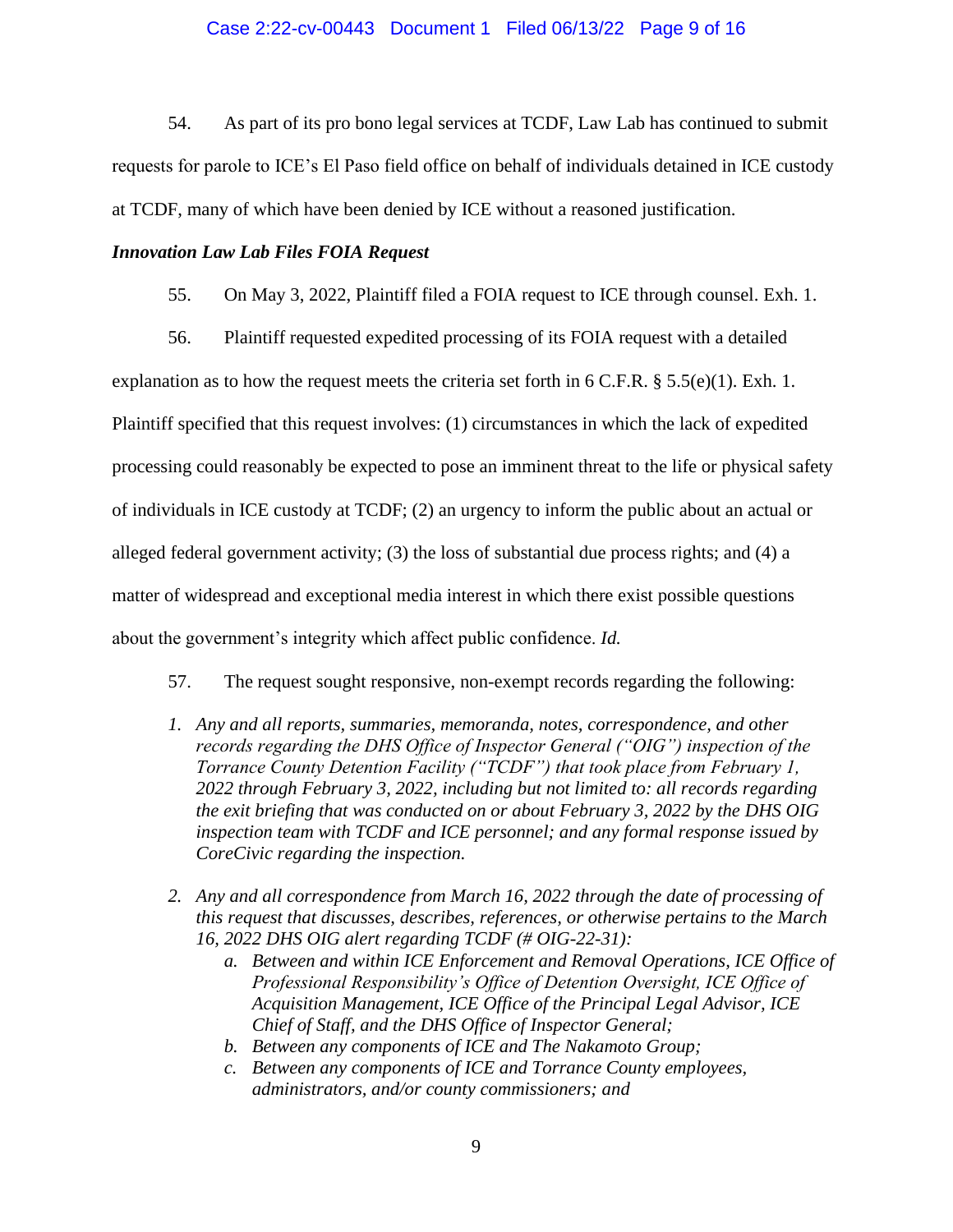54. As part of its pro bono legal services at TCDF, Law Lab has continued to submit requests for parole to ICE's El Paso field office on behalf of individuals detained in ICE custody at TCDF, many of which have been denied by ICE without a reasoned justification.

***Innovation Law Lab Files FOIA Request***

55. On May 3, 2022, Plaintiff filed a FOIA request to ICE through counsel. Exh. 1.

56. Plaintiff requested expedited processing of its FOIA request with a detailed explanation as to how the request meets the criteria set forth in 6 C.F.R. § 5.5(e)(1). Exh. 1. Plaintiff specified that this request involves: (1) circumstances in which the lack of expedited processing could reasonably be expected to pose an imminent threat to the life or physical safety of individuals in ICE custody at TCDF; (2) an urgency to inform the public about an actual or alleged federal government activity; (3) the loss of substantial due process rights; and (4) a matter of widespread and exceptional media interest in which there exist possible questions about the government's integrity which affect public confidence. *Id.*

57. The request sought responsive, non-exempt records regarding the following:

1. *Any and all reports, summaries, memoranda, notes, correspondence, and other records regarding the DHS Office of Inspector General ("OIG") inspection of the Torrance County Detention Facility ("TCDF") that took place from February 1, 2022 through February 3, 2022, including but not limited to: all records regarding the exit briefing that was conducted on or about February 3, 2022 by the DHS OIG inspection team with TCDF and ICE personnel; and any formal response issued by CoreCivic regarding the inspection.*

2. *Any and all correspondence from March 16, 2022 through the date of processing of this request that discusses, describes, references, or otherwise pertains to the March 16, 2022 DHS OIG alert regarding TCDF (# OIG-22-31):*
    a. *Between and within ICE Enforcement and Removal Operations, ICE Office of Professional Responsibility's Office of Detention Oversight, ICE Office of Acquisition Management, ICE Office of the Principal Legal Advisor, ICE Chief of Staff, and the DHS Office of Inspector General;*
    b. *Between any components of ICE and The Nakamoto Group;*
    c. *Between any components of ICE and Torrance County employees, administrators, and/or county commissioners; and*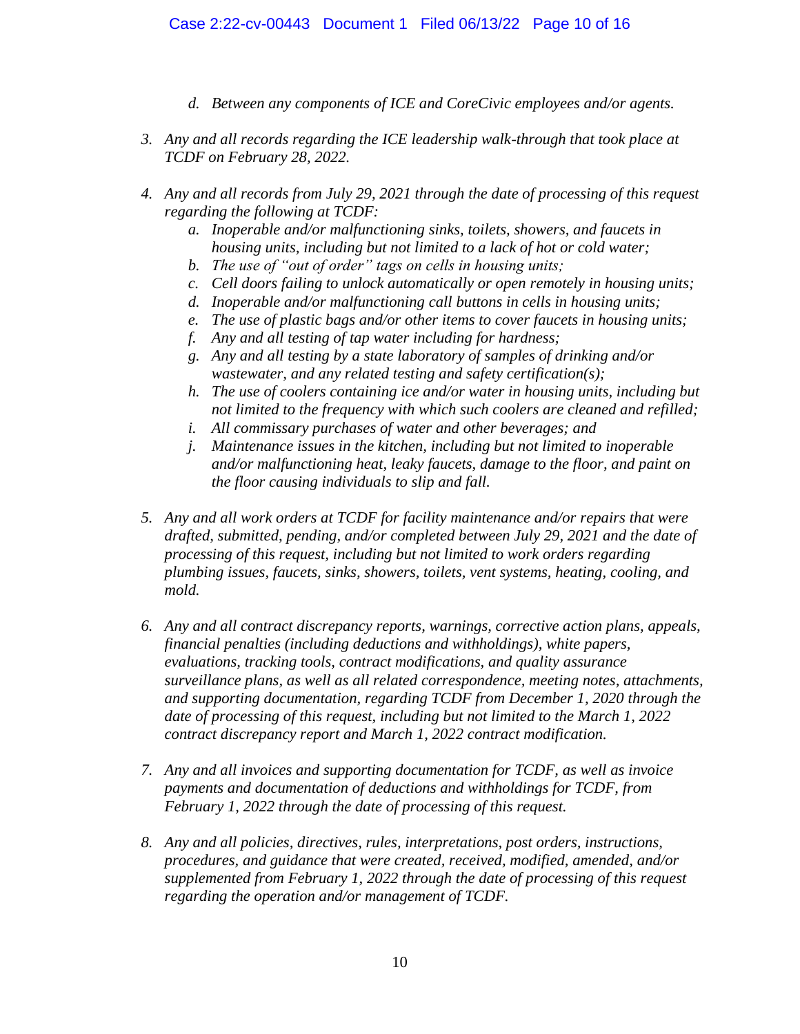d. *Between any components of ICE and CoreCivic employees and/or agents.*

3. *Any and all records regarding the ICE leadership walk-through that took place at TCDF on February 28, 2022.*

4. *Any and all records from July 29, 2021 through the date of processing of this request regarding the following at TCDF:*
   a. *Inoperable and/or malfunctioning sinks, toilets, showers, and faucets in housing units, including but not limited to a lack of hot or cold water;*
   b. *The use of "out of order" tags on cells in housing units;*
   c. *Cell doors failing to unlock automatically or open remotely in housing units;*
   d. *Inoperable and/or malfunctioning call buttons in cells in housing units;*
   e. *The use of plastic bags and/or other items to cover faucets in housing units;*
   f. *Any and all testing of tap water including for hardness;*
   g. *Any and all testing by a state laboratory of samples of drinking and/or wastewater, and any related testing and safety certification(s);*
   h. *The use of coolers containing ice and/or water in housing units, including but not limited to the frequency with which such coolers are cleaned and refilled;*
   i. *All commissary purchases of water and other beverages; and*
   j. *Maintenance issues in the kitchen, including but not limited to inoperable and/or malfunctioning heat, leaky faucets, damage to the floor, and paint on the floor causing individuals to slip and fall.*

5. *Any and all work orders at TCDF for facility maintenance and/or repairs that were drafted, submitted, pending, and/or completed between July 29, 2021 and the date of processing of this request, including but not limited to work orders regarding plumbing issues, faucets, sinks, showers, toilets, vent systems, heating, cooling, and mold.*

6. *Any and all contract discrepancy reports, warnings, corrective action plans, appeals, financial penalties (including deductions and withholdings), white papers, evaluations, tracking tools, contract modifications, and quality assurance surveillance plans, as well as all related correspondence, meeting notes, attachments, and supporting documentation, regarding TCDF from December 1, 2020 through the date of processing of this request, including but not limited to the March 1, 2022 contract discrepancy report and March 1, 2022 contract modification.*

7. *Any and all invoices and supporting documentation for TCDF, as well as invoice payments and documentation of deductions and withholdings for TCDF, from February 1, 2022 through the date of processing of this request.*

8. *Any and all policies, directives, rules, interpretations, post orders, instructions, procedures, and guidance that were created, received, modified, amended, and/or supplemented from February 1, 2022 through the date of processing of this request regarding the operation and/or management of TCDF.*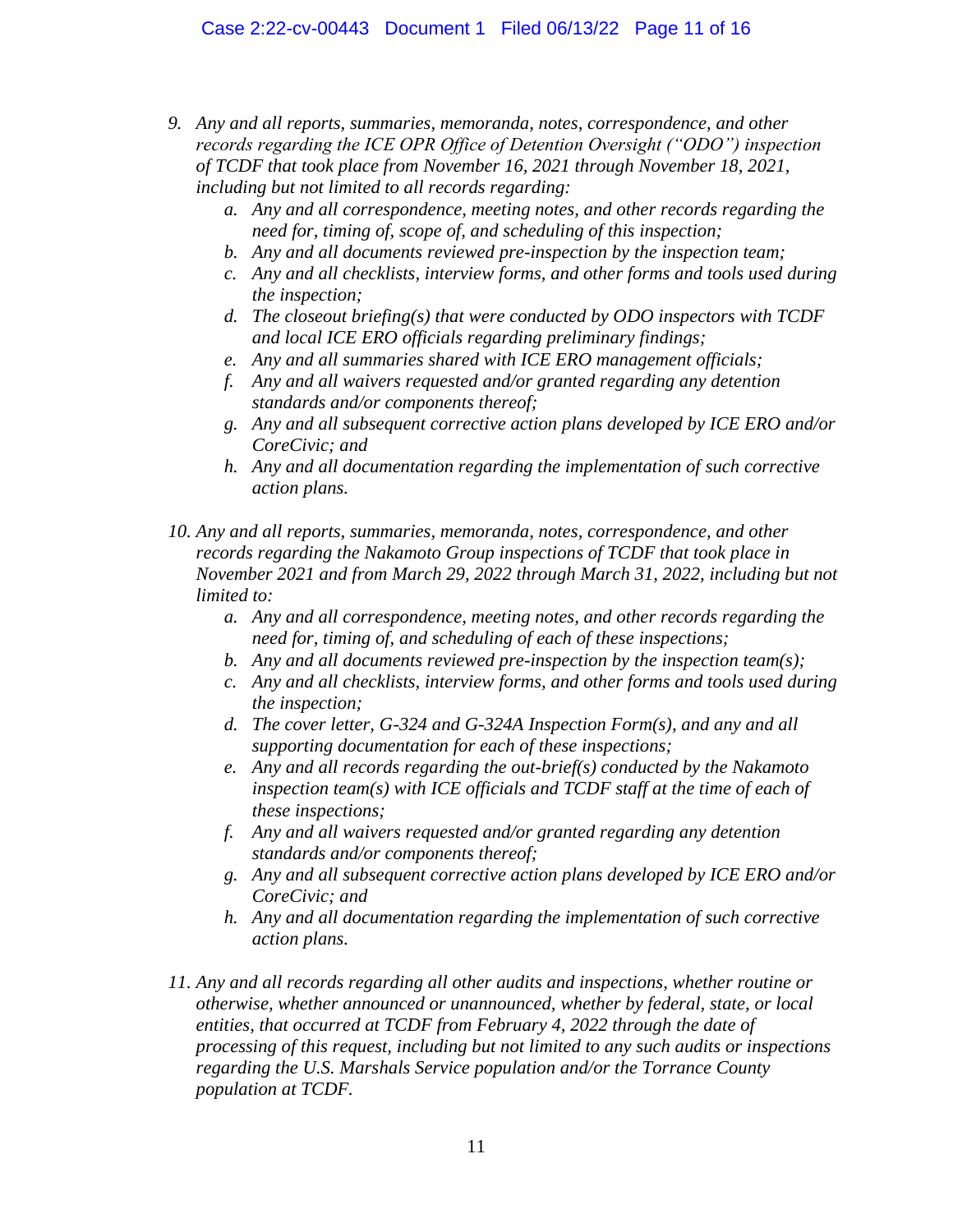9. *Any and all reports, summaries, memoranda, notes, correspondence, and other records regarding the ICE OPR Office of Detention Oversight ("ODO") inspection of TCDF that took place from November 16, 2021 through November 18, 2021, including but not limited to all records regarding:*
    a. *Any and all correspondence, meeting notes, and other records regarding the need for, timing of, scope of, and scheduling of this inspection;*
    b. *Any and all documents reviewed pre-inspection by the inspection team;*
    c. *Any and all checklists, interview forms, and other forms and tools used during the inspection;*
    d. *The closeout briefing(s) that were conducted by ODO inspectors with TCDF and local ICE ERO officials regarding preliminary findings;*
    e. *Any and all summaries shared with ICE ERO management officials;*
    f. *Any and all waivers requested and/or granted regarding any detention standards and/or components thereof;*
    g. *Any and all subsequent corrective action plans developed by ICE ERO and/or CoreCivic; and*
    h. *Any and all documentation regarding the implementation of such corrective action plans.*

10. *Any and all reports, summaries, memoranda, notes, correspondence, and other records regarding the Nakamoto Group inspections of TCDF that took place in November 2021 and from March 29, 2022 through March 31, 2022, including but not limited to:*
    a. *Any and all correspondence, meeting notes, and other records regarding the need for, timing of, and scheduling of each of these inspections;*
    b. *Any and all documents reviewed pre-inspection by the inspection team(s);*
    c. *Any and all checklists, interview forms, and other forms and tools used during the inspection;*
    d. *The cover letter, G-324 and G-324A Inspection Form(s), and any and all supporting documentation for each of these inspections;*
    e. *Any and all records regarding the out-brief(s) conducted by the Nakamoto inspection team(s) with ICE officials and TCDF staff at the time of each of these inspections;*
    f. *Any and all waivers requested and/or granted regarding any detention standards and/or components thereof;*
    g. *Any and all subsequent corrective action plans developed by ICE ERO and/or CoreCivic; and*
    h. *Any and all documentation regarding the implementation of such corrective action plans.*

11. *Any and all records regarding all other audits and inspections, whether routine or otherwise, whether announced or unannounced, whether by federal, state, or local entities, that occurred at TCDF from February 4, 2022 through the date of processing of this request, including but not limited to any such audits or inspections regarding the U.S. Marshals Service population and/or the Torrance County population at TCDF.*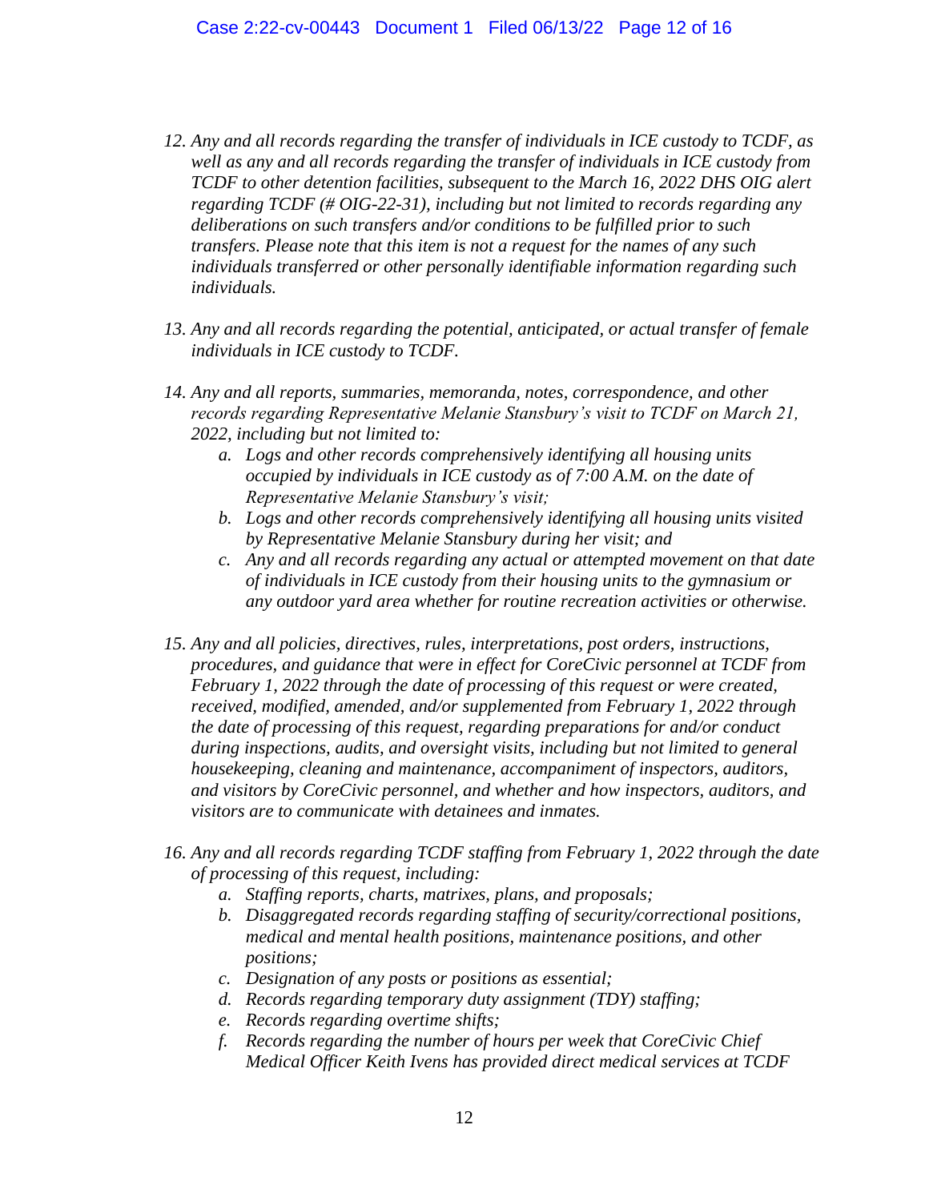12. *Any and all records regarding the transfer of individuals in ICE custody to TCDF, as well as any and all records regarding the transfer of individuals in ICE custody from TCDF to other detention facilities, subsequent to the March 16, 2022 DHS OIG alert regarding TCDF (# OIG-22-31), including but not limited to records regarding any deliberations on such transfers and/or conditions to be fulfilled prior to such transfers. Please note that this item is not a request for the names of any such individuals transferred or other personally identifiable information regarding such individuals.*

13. *Any and all records regarding the potential, anticipated, or actual transfer of female individuals in ICE custody to TCDF.*

14. *Any and all reports, summaries, memoranda, notes, correspondence, and other records regarding Representative Melanie Stansbury's visit to TCDF on March 21, 2022, including but not limited to:*
    a. *Logs and other records comprehensively identifying all housing units occupied by individuals in ICE custody as of 7:00 A.M. on the date of Representative Melanie Stansbury's visit;*
    b. *Logs and other records comprehensively identifying all housing units visited by Representative Melanie Stansbury during her visit; and*
    c. *Any and all records regarding any actual or attempted movement on that date of individuals in ICE custody from their housing units to the gymnasium or any outdoor yard area whether for routine recreation activities or otherwise.*

15. *Any and all policies, directives, rules, interpretations, post orders, instructions, procedures, and guidance that were in effect for CoreCivic personnel at TCDF from February 1, 2022 through the date of processing of this request or were created, received, modified, amended, and/or supplemented from February 1, 2022 through the date of processing of this request, regarding preparations for and/or conduct during inspections, audits, and oversight visits, including but not limited to general housekeeping, cleaning and maintenance, accompaniment of inspectors, auditors, and visitors by CoreCivic personnel, and whether and how inspectors, auditors, and visitors are to communicate with detainees and inmates.*

16. *Any and all records regarding TCDF staffing from February 1, 2022 through the date of processing of this request, including:*
    a. *Staffing reports, charts, matrixes, plans, and proposals;*
    b. *Disaggregated records regarding staffing of security/correctional positions, medical and mental health positions, maintenance positions, and other positions;*
    c. *Designation of any posts or positions as essential;*
    d. *Records regarding temporary duty assignment (TDY) staffing;*
    e. *Records regarding overtime shifts;*
    f. *Records regarding the number of hours per week that CoreCivic Chief Medical Officer Keith Ivens has provided direct medical services at TCDF*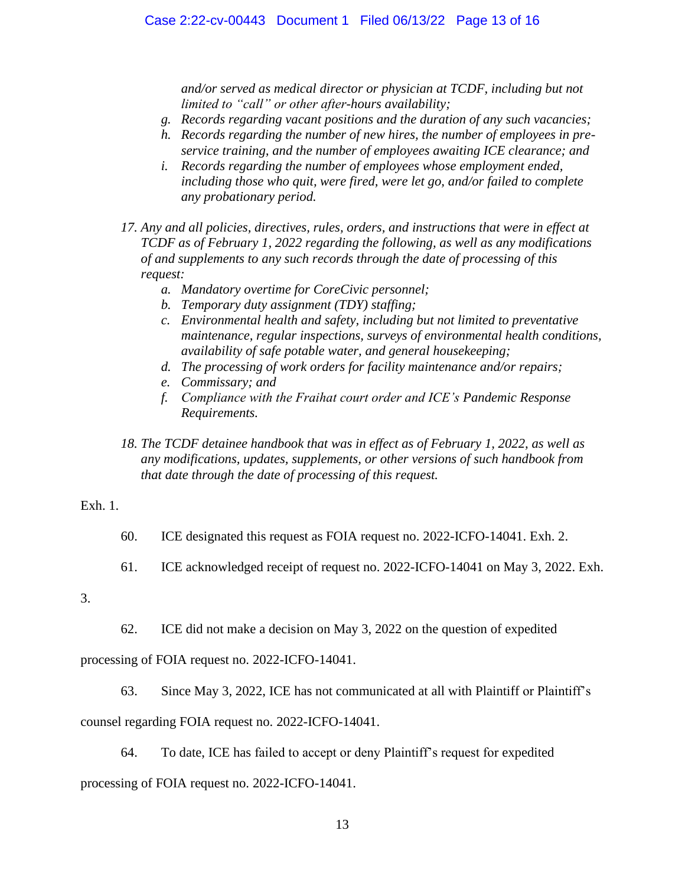*and/or served as medical director or physician at TCDF, including but not limited to "call" or other after-hours availability;*

*g. Records regarding vacant positions and the duration of any such vacancies;*

*h. Records regarding the number of new hires, the number of employees in pre-service training, and the number of employees awaiting ICE clearance; and*

*i. Records regarding the number of employees whose employment ended, including those who quit, were fired, were let go, and/or failed to complete any probationary period.*

*17. Any and all policies, directives, rules, orders, and instructions that were in effect at TCDF as of February 1, 2022 regarding the following, as well as any modifications of and supplements to any such records through the date of processing of this request:*

*a. Mandatory overtime for CoreCivic personnel;*

*b. Temporary duty assignment (TDY) staffing;*

*c. Environmental health and safety, including but not limited to preventative maintenance, regular inspections, surveys of environmental health conditions, availability of safe potable water, and general housekeeping;*

*d. The processing of work orders for facility maintenance and/or repairs;*

*e. Commissary; and*

*f. Compliance with the Fraihat court order and ICE's Pandemic Response Requirements.*

*18. The TCDF detainee handbook that was in effect as of February 1, 2022, as well as any modifications, updates, supplements, or other versions of such handbook from that date through the date of processing of this request.*

Exh. 1.

60. ICE designated this request as FOIA request no. 2022-ICFO-14041. Exh. 2.

61. ICE acknowledged receipt of request no. 2022-ICFO-14041 on May 3, 2022. Exh. 3.

62. ICE did not make a decision on May 3, 2022 on the question of expedited processing of FOIA request no. 2022-ICFO-14041.

63. Since May 3, 2022, ICE has not communicated at all with Plaintiff or Plaintiff's counsel regarding FOIA request no. 2022-ICFO-14041.

64. To date, ICE has failed to accept or deny Plaintiff's request for expedited processing of FOIA request no. 2022-ICFO-14041.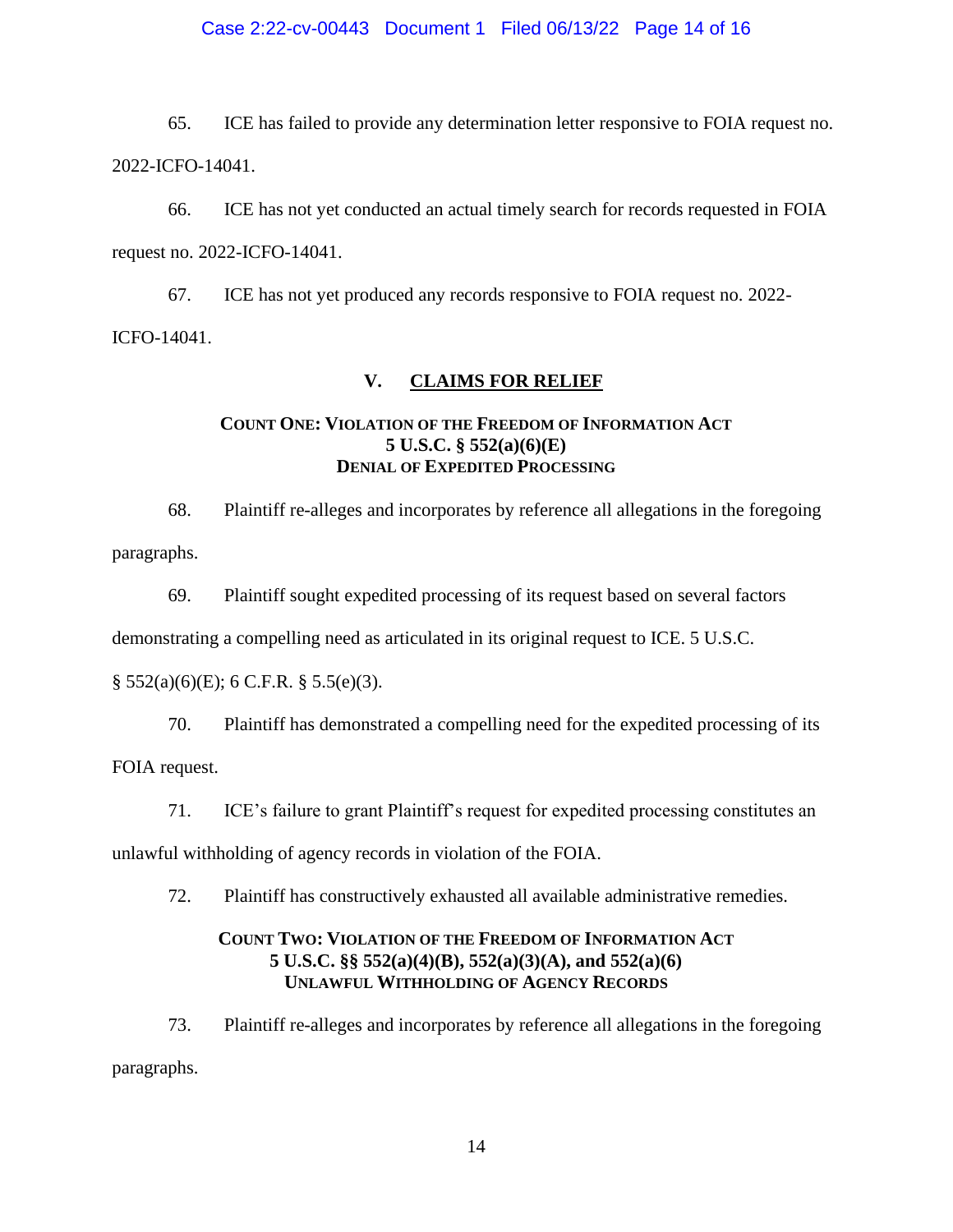65. ICE has failed to provide any determination letter responsive to FOIA request no. 2022-ICFO-14041.

66. ICE has not yet conducted an actual timely search for records requested in FOIA request no. 2022-ICFO-14041.

67. ICE has not yet produced any records responsive to FOIA request no. 2022-ICFO-14041.

## V. CLAIMS FOR RELIEF

### COUNT ONE: VIOLATION OF THE FREEDOM OF INFORMATION ACT
### 5 U.S.C. § 552(a)(6)(E)
### DENIAL OF EXPEDITED PROCESSING

68. Plaintiff re-alleges and incorporates by reference all allegations in the foregoing paragraphs.

69. Plaintiff sought expedited processing of its request based on several factors demonstrating a compelling need as articulated in its original request to ICE. 5 U.S.C. § 552(a)(6)(E); 6 C.F.R. § 5.5(e)(3).

70. Plaintiff has demonstrated a compelling need for the expedited processing of its FOIA request.

71. ICE's failure to grant Plaintiff's request for expedited processing constitutes an unlawful withholding of agency records in violation of the FOIA.

72. Plaintiff has constructively exhausted all available administrative remedies.

### COUNT TWO: VIOLATION OF THE FREEDOM OF INFORMATION ACT
### 5 U.S.C. §§ 552(a)(4)(B), 552(a)(3)(A), and 552(a)(6)
### UNLAWFUL WITHHOLDING OF AGENCY RECORDS

73. Plaintiff re-alleges and incorporates by reference all allegations in the foregoing paragraphs.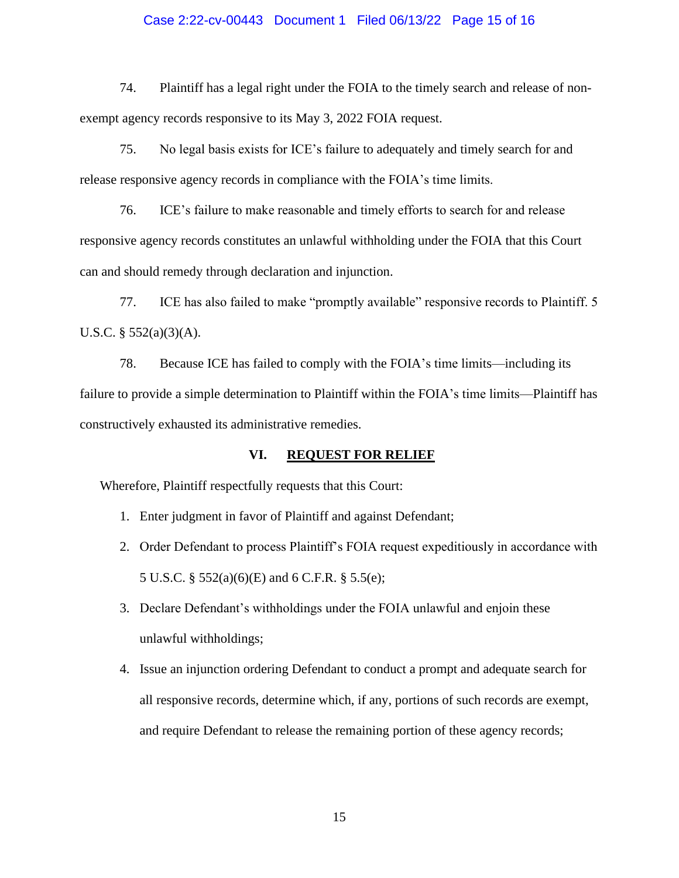74. Plaintiff has a legal right under the FOIA to the timely search and release of non-exempt agency records responsive to its May 3, 2022 FOIA request.

75. No legal basis exists for ICE's failure to adequately and timely search for and release responsive agency records in compliance with the FOIA's time limits.

76. ICE's failure to make reasonable and timely efforts to search for and release responsive agency records constitutes an unlawful withholding under the FOIA that this Court can and should remedy through declaration and injunction.

77. ICE has also failed to make "promptly available" responsive records to Plaintiff. 5 U.S.C. § 552(a)(3)(A).

78. Because ICE has failed to comply with the FOIA's time limits—including its failure to provide a simple determination to Plaintiff within the FOIA's time limits—Plaintiff has constructively exhausted its administrative remedies.

## VI. REQUEST FOR RELIEF

Wherefore, Plaintiff respectfully requests that this Court:

1. Enter judgment in favor of Plaintiff and against Defendant;
2. Order Defendant to process Plaintiff's FOIA request expeditiously in accordance with 5 U.S.C. § 552(a)(6)(E) and 6 C.F.R. § 5.5(e);
3. Declare Defendant's withholdings under the FOIA unlawful and enjoin these unlawful withholdings;
4. Issue an injunction ordering Defendant to conduct a prompt and adequate search for all responsive records, determine which, if any, portions of such records are exempt, and require Defendant to release the remaining portion of these agency records;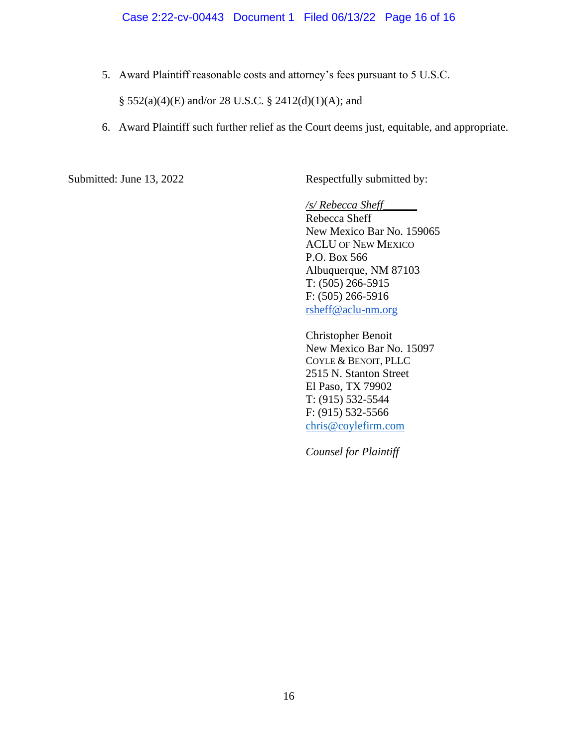5. Award Plaintiff reasonable costs and attorney's fees pursuant to 5 U.S.C. § 552(a)(4)(E) and/or 28 U.S.C. § 2412(d)(1)(A); and

6. Award Plaintiff such further relief as the Court deems just, equitable, and appropriate.

Submitted: June 13, 2022

Respectfully submitted by:

*/s/ Rebecca Sheff*
Rebecca Sheff
New Mexico Bar No. 159065
ACLU OF NEW MEXICO
P.O. Box 566
Albuquerque, NM 87103
T: (505) 266-5915
F: (505) 266-5916
rsheff@aclu-nm.org

Christopher Benoit
New Mexico Bar No. 15097
COYLE & BENOIT, PLLC
2515 N. Stanton Street
El Paso, TX 79902
T: (915) 532-5544
F: (915) 532-5566
chris@coylefirm.com

*Counsel for Plaintiff*